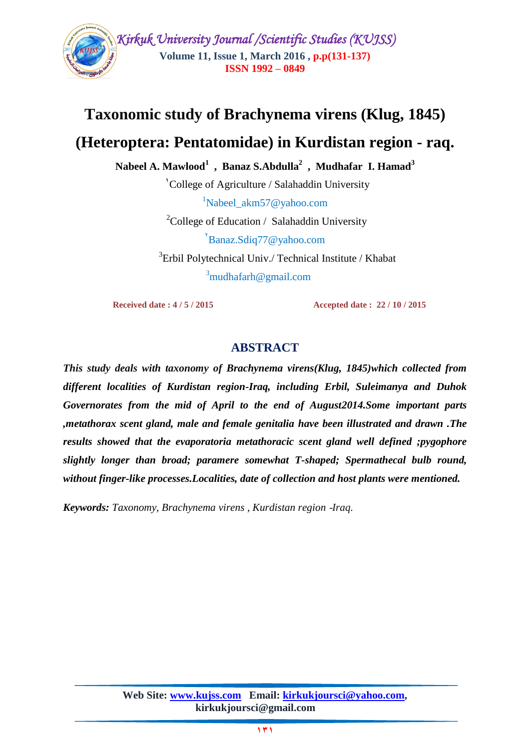# Taxonomic study of Brachynema virens (Klug, 1845) (Heteroptera: Pentatomidae) in Kurdistan region - raq.

**Nabeel A. Mawlood[1] , Banaz S.Abdulla[2] , Mudhafar I. Hamad[3]**

[1]College of Agriculture / Salahaddin University

[1]Nabeel_akm57@yahoo.com

[2]College of Education / Salahaddin University

[2]Banaz.Sdiq77@yahoo.com

[3]Erbil Polytechnical Univ./ Technical Institute / Khabat

[3]mudhafarh@gmail.com

**Received date : 4 / 5 / 2015** **Accepted date : 22 / 10 / 2015**

## ABSTRACT

***This study deals with taxonomy of Brachynema virens(Klug, 1845)which collected from different localities of Kurdistan region-Iraq, including Erbil, Suleimanya and Duhok Governorates from the mid of April to the end of August2014.Some important parts ,metathorax scent gland, male and female genitalia have been illustrated and drawn .The results showed that the evaporatoria metathoracic scent gland well defined ;pygophore slightly longer than broad; paramere somewhat T-shaped; Spermathecal bulb round, without finger-like processes.Localities, date of collection and host plants were mentioned.***

**Keywords:** *Taxonomy, Brachynema virens , Kurdistan region -Iraq.*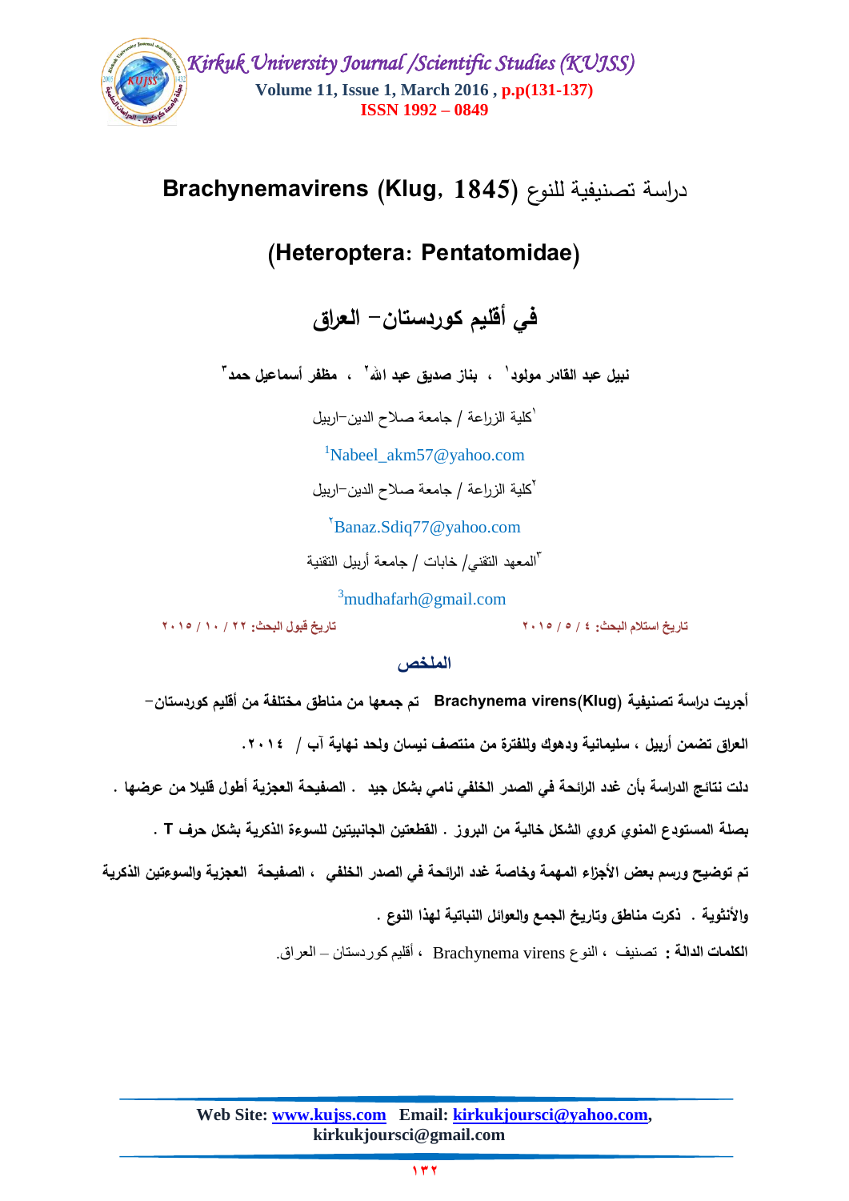# دراسة تصنيفية للنوع Brachynemavirens (Klug, 1845)

## (Heteroptera: Pentatomidae)

## في أقليم كوردستان– العراق

**نبيل عبد القادر مولود[١] ، بناز صديق عبد الله[٢] ، مظفر أسماعيل حمد[٣]**

[١]كلية الزراعة / جامعة صلاح الدين–اربيل

[1]Nabeel_akm57@yahoo.com

[٢]كلية الزراعة / جامعة صلاح الدين–اربيل

[٢]Banaz.Sdiq77@yahoo.com

[٣]المعهد التقني/ خابات / جامعة أربيل التقنية

[3]mudhafarh@gmail.com

تاريخ استلام البحث: ٤ / ٥ / ٢٠١٥ تاريخ قبول البحث: ٢٢ / ١٠ / ٢٠١٥

### الملخص

**أجريت دراسة تصنيفية Brachynema virens(Klug) تم جمعها من مناطق مختلفة من أقليم كوردستان–العراق تضمن أربيل ، سليمانية ودهوك وللفترة من منتصف نيسان ولحد نهاية آب / ٢٠١٤. دلت نتائج الدراسة بأن غدد الرائحة في الصدر الخلفي نامي بشكل جيد . الصفيحة العجزية أطول قليلا من عرضها . بصلة المستودع المنوي كروي الشكل خالية من البروز . القطعتين الجانبيتين للسوءة الذكرية بشكل حرف T . تم توضيح ورسم بعض الأجزاء المهمة وخاصة غدد الرائحة في الصدر الخلفي ، الصفيحة العجزية والسوءتين الذكرية والأنثوية . ذكرت مناطق وتاريخ الجمع والعوائل النباتية لهذا النوع .**

**الكلمات الدالة :** تصنيف ، النوع Brachynema virens ، أقليم كوردستان – العراق.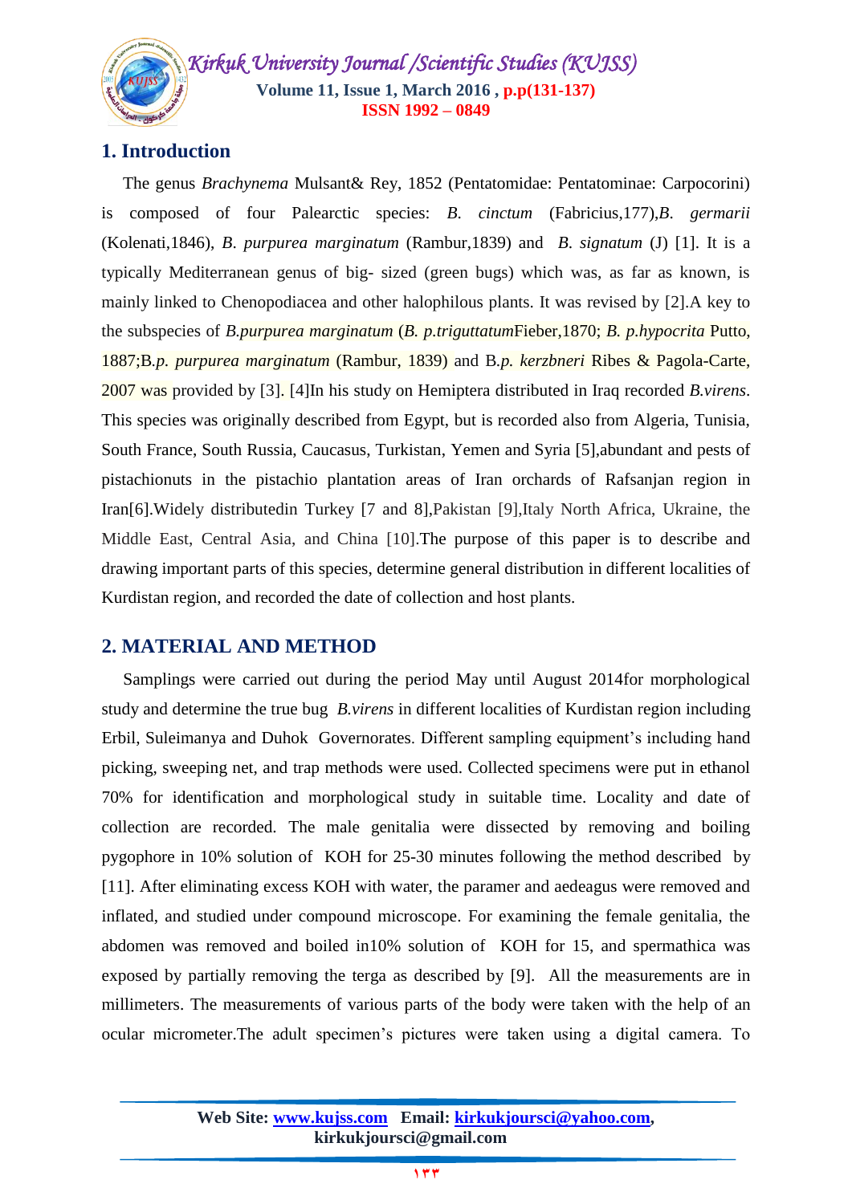## 1. Introduction

The genus *Brachynema* Mulsant& Rey, 1852 (Pentatomidae: Pentatominae: Carpocorini) is composed of four Palearctic species: *B. cinctum* (Fabricius,177),*B. germarii* (Kolenati,1846), *B. purpurea marginatum* (Rambur,1839) and *B. signatum* (J) [1]. It is a typically Mediterranean genus of big- sized (green bugs) which was, as far as known, is mainly linked to Chenopodiacea and other halophilous plants. It was revised by [2].A key to the subspecies of *B.purpurea marginatum* (*B. p.triguttatum*Fieber,1870; *B. p.hypocrita* Putto, 1887;B.*p. purpurea marginatum* (Rambur, 1839) and B.*p. kerzbneri* Ribes & Pagola-Carte, 2007 was provided by [3]. [4]In his study on Hemiptera distributed in Iraq recorded *B.virens*. This species was originally described from Egypt, but is recorded also from Algeria, Tunisia, South France, South Russia, Caucasus, Turkistan, Yemen and Syria [5],abundant and pests of pistachionuts in the pistachio plantation areas of Iran orchards of Rafsanjan region in Iran[6].Widely distributedin Turkey [7 and 8],Pakistan [9],Italy North Africa, Ukraine, the Middle East, Central Asia, and China [10].The purpose of this paper is to describe and drawing important parts of this species, determine general distribution in different localities of Kurdistan region, and recorded the date of collection and host plants.

## 2. MATERIAL AND METHOD

Samplings were carried out during the period May until August 2014for morphological study and determine the true bug *B.virens* in different localities of Kurdistan region including Erbil, Suleimanya and Duhok Governorates. Different sampling equipment's including hand picking, sweeping net, and trap methods were used. Collected specimens were put in ethanol 70% for identification and morphological study in suitable time. Locality and date of collection are recorded. The male genitalia were dissected by removing and boiling pygophore in 10% solution of KOH for 25-30 minutes following the method described by [11]. After eliminating excess KOH with water, the paramer and aedeagus were removed and inflated, and studied under compound microscope. For examining the female genitalia, the abdomen was removed and boiled in10% solution of KOH for 15, and spermathica was exposed by partially removing the terga as described by [9]. All the measurements are in millimeters. The measurements of various parts of the body were taken with the help of an ocular micrometer.The adult specimen's pictures were taken using a digital camera. To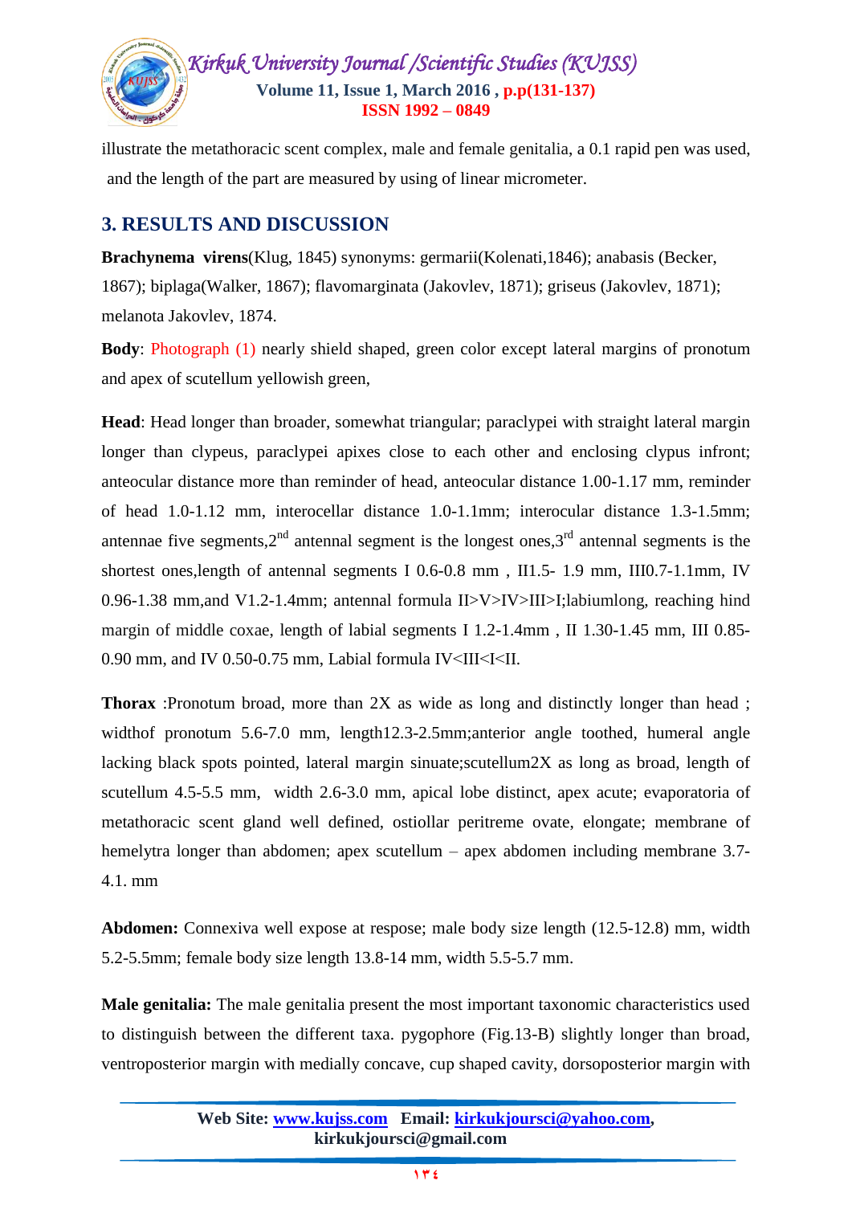illustrate the metathoracic scent complex, male and female genitalia, a 0.1 rapid pen was used, and the length of the part are measured by using of linear micrometer.

## 3. RESULTS AND DISCUSSION

**Brachynema virens**(Klug, 1845) synonyms: germarii(Kolenati,1846); anabasis (Becker, 1867); biplaga(Walker, 1867); flavomarginata (Jakovlev, 1871); griseus (Jakovlev, 1871); melanota Jakovlev, 1874.

**Body**: Photograph (1) nearly shield shaped, green color except lateral margins of pronotum and apex of scutellum yellowish green,

**Head**: Head longer than broader, somewhat triangular; paraclypei with straight lateral margin longer than clypeus, paraclypei apixes close to each other and enclosing clypus infront; anteocular distance more than reminder of head, anteocular distance 1.00-1.17 mm, reminder of head 1.0-1.12 mm, interocellar distance 1.0-1.1mm; interocular distance 1.3-1.5mm; antennae five segments,2$^{nd}$ antennal segment is the longest ones,3$^{rd}$ antennal segments is the shortest ones,length of antennal segments I 0.6-0.8 mm , II1.5- 1.9 mm, III0.7-1.1mm, IV 0.96-1.38 mm,and V1.2-1.4mm; antennal formula II>V>IV>III>I;labiumlong, reaching hind margin of middle coxae, length of labial segments I 1.2-1.4mm , II 1.30-1.45 mm, III 0.85-0.90 mm, and IV 0.50-0.75 mm, Labial formula IV<III<I<II.

**Thorax** :Pronotum broad, more than 2X as wide as long and distinctly longer than head ; widthof pronotum 5.6-7.0 mm, length12.3-2.5mm;anterior angle toothed, humeral angle lacking black spots pointed, lateral margin sinuate;scutellum2X as long as broad, length of scutellum 4.5-5.5 mm, width 2.6-3.0 mm, apical lobe distinct, apex acute; evaporatoria of metathoracic scent gland well defined, ostiollar peritreme ovate, elongate; membrane of hemelytra longer than abdomen; apex scutellum – apex abdomen including membrane 3.7-4.1. mm

**Abdomen:** Connexiva well expose at respose; male body size length (12.5-12.8) mm, width 5.2-5.5mm; female body size length 13.8-14 mm, width 5.5-5.7 mm.

**Male genitalia:** The male genitalia present the most important taxonomic characteristics used to distinguish between the different taxa. pygophore (Fig.13-B) slightly longer than broad, ventroposterior margin with medially concave, cup shaped cavity, dorsoposterior margin with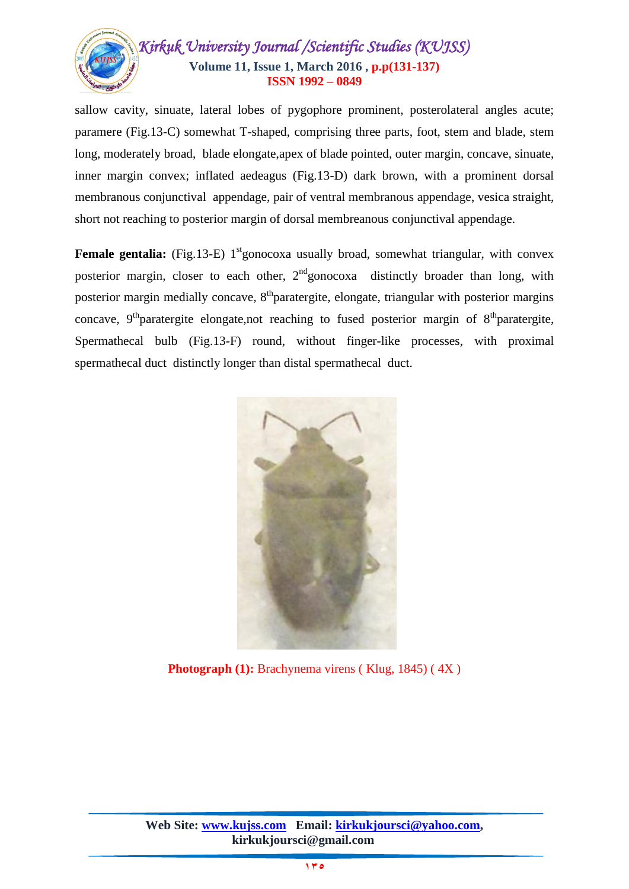sallow cavity, sinuate, lateral lobes of pygophore prominent, posterolateral angles acute; paramere (Fig.13-C) somewhat T-shaped, comprising three parts, foot, stem and blade, stem long, moderately broad, blade elongate,apex of blade pointed, outer margin, concave, sinuate, inner margin convex; inflated aedeagus (Fig.13-D) dark brown, with a prominent dorsal membranous conjunctival appendage, pair of ventral membranous appendage, vesica straight, short not reaching to posterior margin of dorsal membreanous conjunctival appendage.

**Female gentalia:** (Fig.13-E) 1$^{st}$gonocoxa usually broad, somewhat triangular, with convex posterior margin, closer to each other, 2$^{nd}$gonocoxa distinctly broader than long, with posterior margin medially concave, 8$^{th}$paratergite, elongate, triangular with posterior margins concave, 9$^{th}$paratergite elongate,not reaching to fused posterior margin of 8$^{th}$paratergite, Spermathecal bulb (Fig.13-F) round, without finger-like processes, with proximal spermathecal duct distinctly longer than distal spermathecal duct.

**Photograph (1):** Brachynema virens ( Klug, 1845) ( 4X )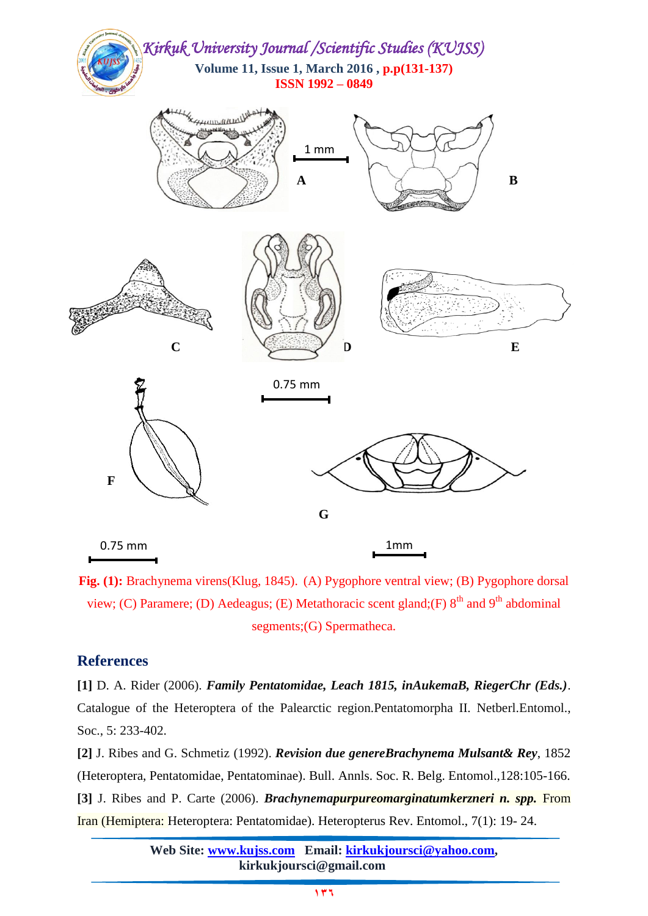**Fig. (1):** Brachynema virens(Klug, 1845). (A) Pygophore ventral view; (B) Pygophore dorsal view; (C) Paramere; (D) Aedeagus; (E) Metathoracic scent gland;(F) 8th and 9th abdominal segments;(G) Spermatheca.

## References

**[1]** D. A. Rider (2006). ***Family Pentatomidae, Leach 1815, inAukemaB, RiegerChr (Eds.)***. Catalogue of the Heteroptera of the Palearctic region.Pentatomorpha II. Netberl.Entomol., Soc., 5: 233-402.

**[2]** J. Ribes and G. Schmetiz (1992). ***Revision due genereBrachynema Mulsant& Rey***, 1852 (Heteroptera, Pentatomidae, Pentatominae). Bull. Annls. Soc. R. Belg. Entomol.,128:105-166.

**[3]** J. Ribes and P. Carte (2006). ***Brachynemapurpureomarginatumkerzneri n. spp.*** From Iran (Hemiptera: Heteroptera: Pentatomidae). Heteropterus Rev. Entomol., 7(1): 19- 24.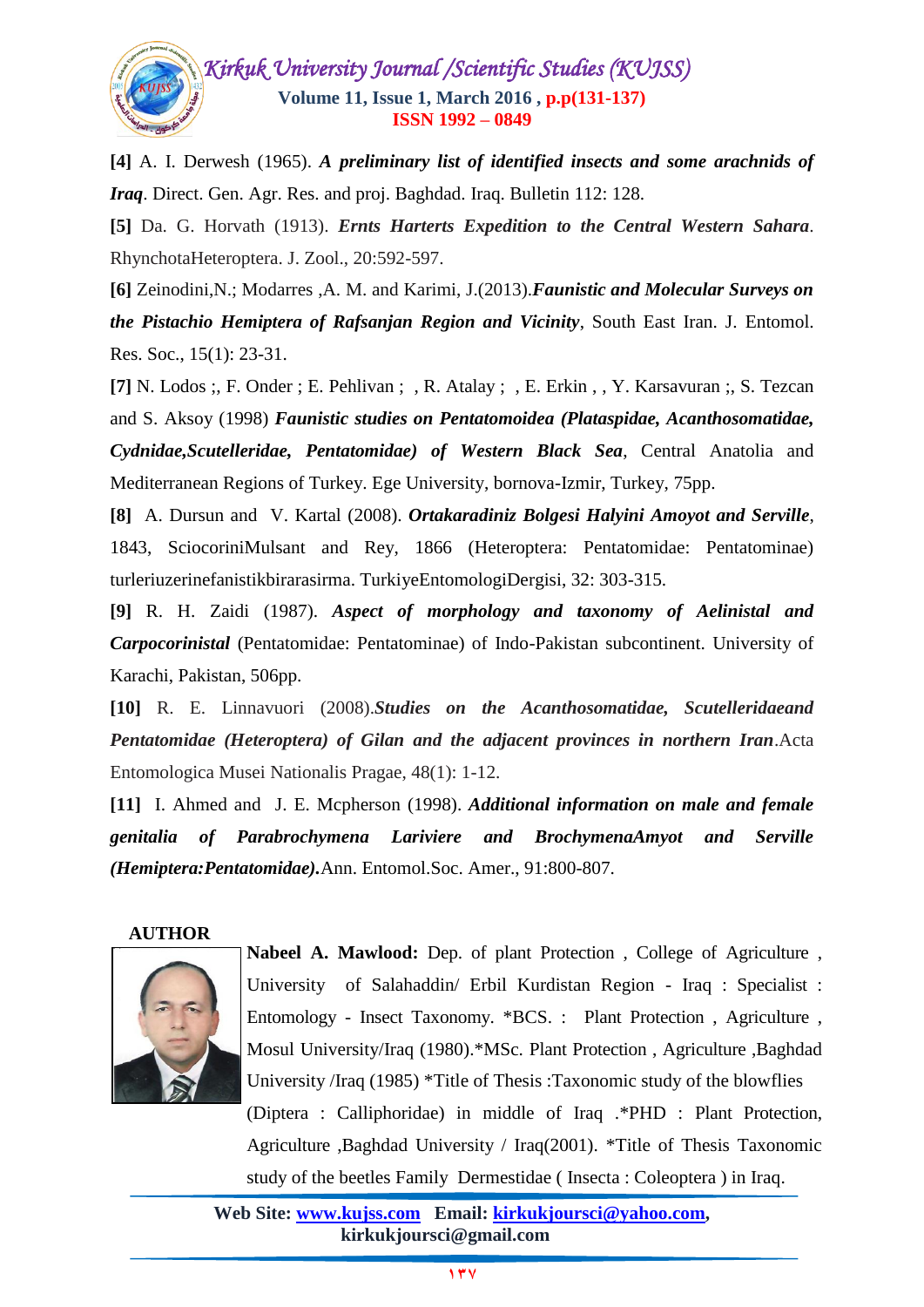**[4]** A. I. Derwesh (1965). ***A preliminary list of identified insects and some arachnids of Iraq***. Direct. Gen. Agr. Res. and proj. Baghdad. Iraq. Bulletin 112: 128.

**[5]** Da. G. Horvath (1913). ***Ernts Harterts Expedition to the Central Western Sahara***. RhynchotaHeteroptera. J. Zool., 20:592-597.

**[6]** Zeinodini,N.; Modarres ,A. M. and Karimi, J.(2013).***Faunistic and Molecular Surveys on the Pistachio Hemiptera of Rafsanjan Region and Vicinity***, South East Iran. J. Entomol. Res. Soc., 15(1): 23-31.

**[7]** N. Lodos ;, F. Onder ; E. Pehlivan ; , R. Atalay ; , E. Erkin , , Y. Karsavuran ;, S. Tezcan and S. Aksoy (1998) ***Faunistic studies on Pentatomoidea (Plataspidae, Acanthosomatidae, Cydnidae,Scutelleridae, Pentatomidae) of Western Black Sea***, Central Anatolia and Mediterranean Regions of Turkey. Ege University, bornova-Izmir, Turkey, 75pp.

**[8]** A. Dursun and V. Kartal (2008). ***Ortakaradiniz Bolgesi Halyini Amoyot and Serville***, 1843, SciocoriniMulsant and Rey, 1866 (Heteroptera: Pentatomidae: Pentatominae) turleriuzerinefanistikbirarasirma. TurkiyeEntomologiDergisi, 32: 303-315.

**[9]** R. H. Zaidi (1987). ***Aspect of morphology and taxonomy of Aelinistal and Carpocorinistal*** (Pentatomidae: Pentatominae) of Indo-Pakistan subcontinent. University of Karachi, Pakistan, 506pp.

**[10]** R. E. Linnavuori (2008).***Studies on the Acanthosomatidae, Scutelleridaeand Pentatomidae (Heteroptera) of Gilan and the adjacent provinces in northern Iran***.Acta Entomologica Musei Nationalis Pragae, 48(1): 1-12.

**[11]** I. Ahmed and J. E. Mcpherson (1998). ***Additional information on male and female genitalia of Parabrochymena Lariviere and BrochymenaAmyot and Serville (Hemiptera:Pentatomidae).***Ann. Entomol.Soc. Amer., 91:800-807.

**AUTHOR**

**Nabeel A. Mawlood:** Dep. of plant Protection , College of Agriculture , University of Salahaddin/ Erbil Kurdistan Region - Iraq : Specialist : Entomology - Insect Taxonomy. *BCS. : Plant Protection , Agriculture , Mosul University/Iraq (1980).*MSc. Plant Protection , Agriculture ,Baghdad University /Iraq (1985) *Title of Thesis :Taxonomic study of the blowflies (Diptera : Calliphoridae) in middle of Iraq .*PHD : Plant Protection, Agriculture ,Baghdad University / Iraq(2001). *Title of Thesis Taxonomic study of the beetles Family Dermestidae ( Insecta : Coleoptera ) in Iraq.